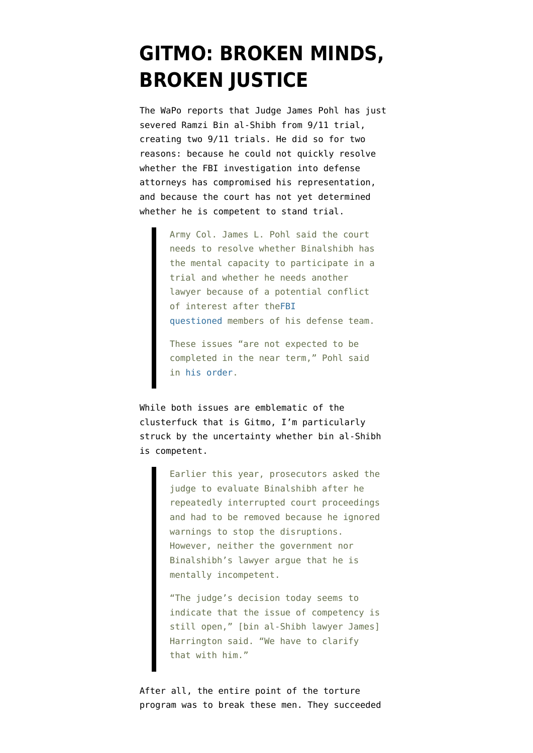# GITMO: BROKEN MINDS, BROKEN JUSTICE

The WaPo reports that Judge James Pohl has just severed Ramzi Bin al-Shibh from 9/11 trial, creating two 9/11 trials. He did so for two reasons: because he could not quickly resolve whether the FBI investigation into defense attorneys has compromised his representation, and because the court has not yet determined whether he is competent to stand trial.

> Army Col. James L. Pohl said the court needs to resolve whether Binalshibh has the mental capacity to participate in a trial and whether he needs another lawyer because of a potential conflict of interest after theFBI questioned members of his defense team.
>
> These issues "are not expected to be completed in the near term," Pohl said in his order.

While both issues are emblematic of the clusterfuck that is Gitmo, I'm particularly struck by the uncertainty whether bin al-Shibh is competent.

> Earlier this year, prosecutors asked the judge to evaluate Binalshibh after he repeatedly interrupted court proceedings and had to be removed because he ignored warnings to stop the disruptions. However, neither the government nor Binalshibh's lawyer argue that he is mentally incompetent.
>
> "The judge's decision today seems to indicate that the issue of competency is still open," [bin al-Shibh lawyer James] Harrington said. "We have to clarify that with him."

After all, the entire point of the torture program was to break these men. They succeeded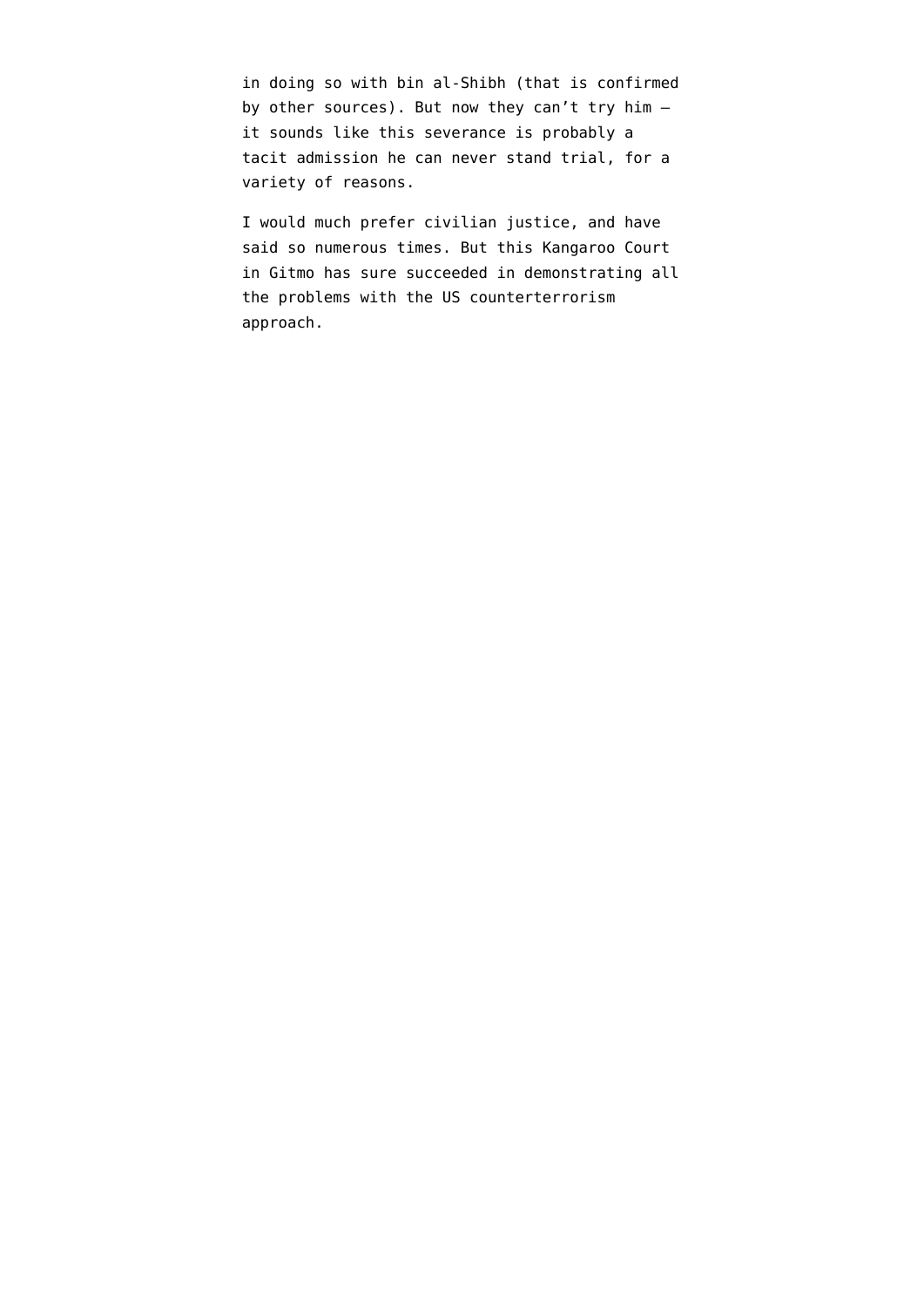in doing so with bin al-Shibh (that is confirmed by other sources). But now they can't try him – it sounds like this severance is probably a tacit admission he can never stand trial, for a variety of reasons.

I would much prefer civilian justice, and have said so numerous times. But this Kangaroo Court in Gitmo has sure succeeded in demonstrating all the problems with the US counterterrorism approach.